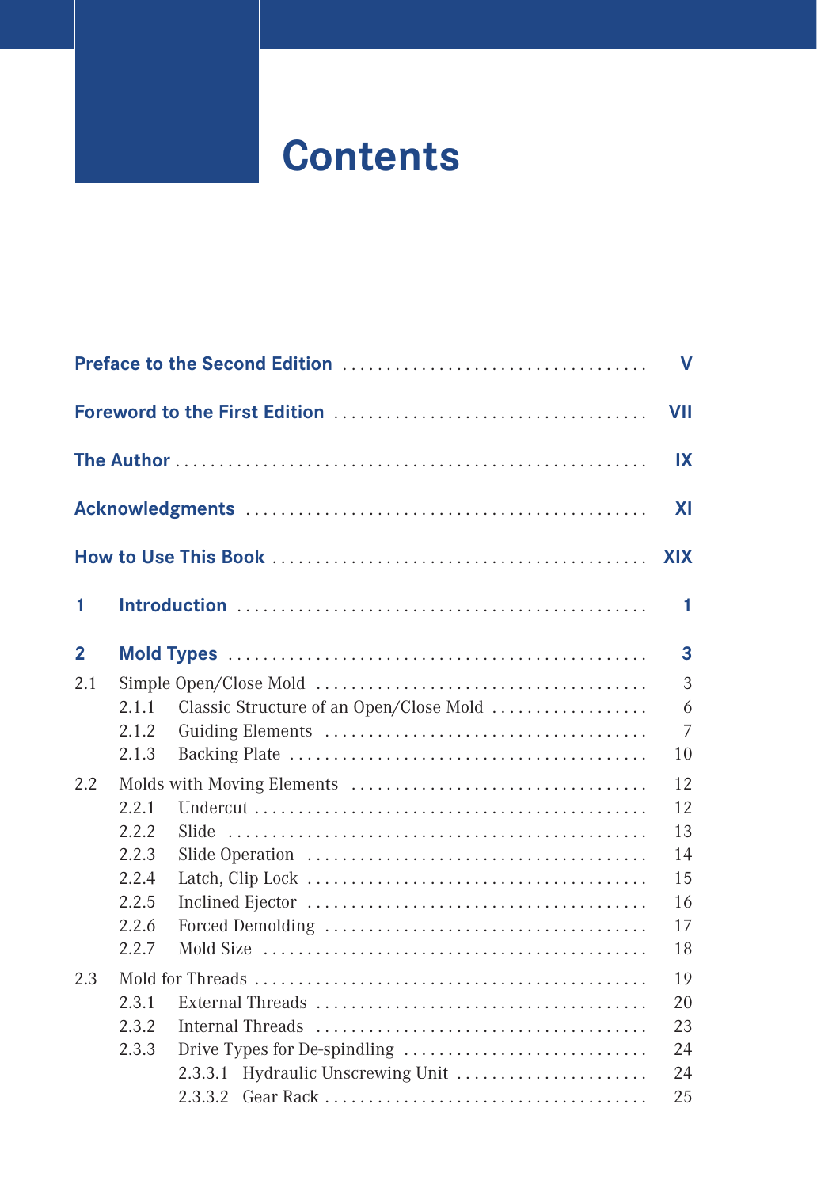# Contents

**Preface to the Second Edition** .................................. **V**

**Foreword to the First Edition** .................................. **VII**

**The Author** .................................. **IX**

**Acknowledgments** .................................. **XI**

**How to Use This Book** .................................. **XIX**

**1 Introduction** .................................. **1**

**2 Mold Types** .................................. **3**

2.1 Simple Open/Close Mold .................................. 3

  2.1.1 Classic Structure of an Open/Close Mold .................................. 6

  2.1.2 Guiding Elements .................................. 7

  2.1.3 Backing Plate .................................. 10

2.2 Molds with Moving Elements .................................. 12

  2.2.1 Undercut .................................. 12

  2.2.2 Slide .................................. 13

  2.2.3 Slide Operation .................................. 14

  2.2.4 Latch, Clip Lock .................................. 15

  2.2.5 Inclined Ejector .................................. 16

  2.2.6 Forced Demolding .................................. 17

  2.2.7 Mold Size .................................. 18

2.3 Mold for Threads .................................. 19

  2.3.1 External Threads .................................. 20

  2.3.2 Internal Threads .................................. 23

  2.3.3 Drive Types for De-spindling .................................. 24

    2.3.3.1 Hydraulic Unscrewing Unit .................................. 24

    2.3.3.2 Gear Rack .................................. 25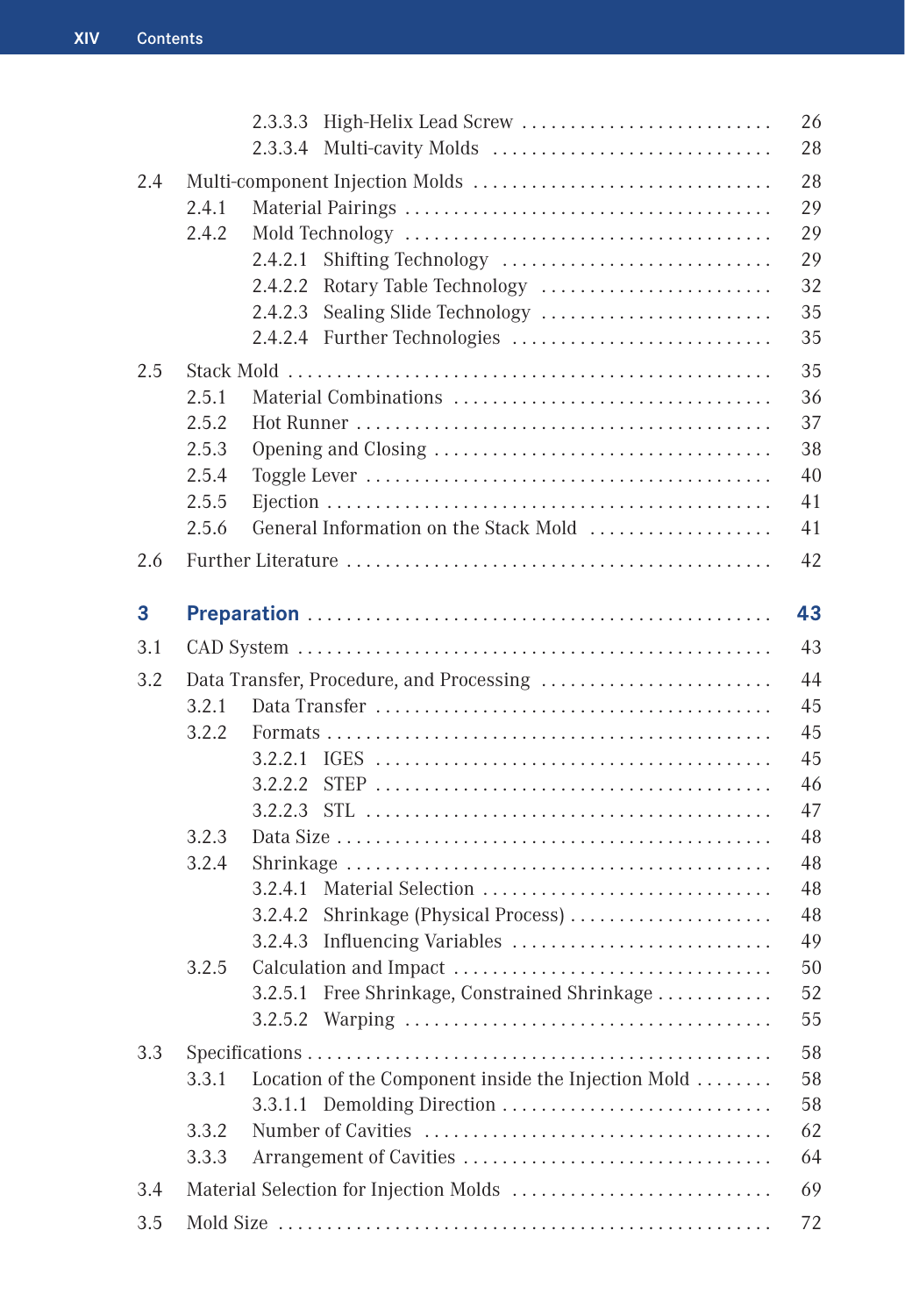2.3.3.3 High-Helix Lead Screw .......................... 26
2.3.3.4 Multi-cavity Molds .......................... 28

2.4 Multi-component Injection Molds .......................... 28
2.4.1 Material Pairings .......................... 29
2.4.2 Mold Technology .......................... 29
2.4.2.1 Shifting Technology .......................... 29
2.4.2.2 Rotary Table Technology .......................... 32
2.4.2.3 Sealing Slide Technology .......................... 35
2.4.2.4 Further Technologies .......................... 35

2.5 Stack Mold .......................... 35
2.5.1 Material Combinations .......................... 36
2.5.2 Hot Runner .......................... 37
2.5.3 Opening and Closing .......................... 38
2.5.4 Toggle Lever .......................... 40
2.5.5 Ejection .......................... 41
2.5.6 General Information on the Stack Mold .......................... 41

2.6 Further Literature .......................... 42

**3 Preparation .......................... 43**

3.1 CAD System .......................... 43

3.2 Data Transfer, Procedure, and Processing .......................... 44
3.2.1 Data Transfer .......................... 45
3.2.2 Formats .......................... 45
3.2.2.1 IGES .......................... 45
3.2.2.2 STEP .......................... 46
3.2.2.3 STL .......................... 47
3.2.3 Data Size .......................... 48
3.2.4 Shrinkage .......................... 48
3.2.4.1 Material Selection .......................... 48
3.2.4.2 Shrinkage (Physical Process) .......................... 48
3.2.4.3 Influencing Variables .......................... 49
3.2.5 Calculation and Impact .......................... 50
3.2.5.1 Free Shrinkage, Constrained Shrinkage .......................... 52
3.2.5.2 Warping .......................... 55

3.3 Specifications .......................... 58
3.3.1 Location of the Component inside the Injection Mold .......................... 58
3.3.1.1 Demolding Direction .......................... 58
3.3.2 Number of Cavities .......................... 62
3.3.3 Arrangement of Cavities .......................... 64

3.4 Material Selection for Injection Molds .......................... 69

3.5 Mold Size .......................... 72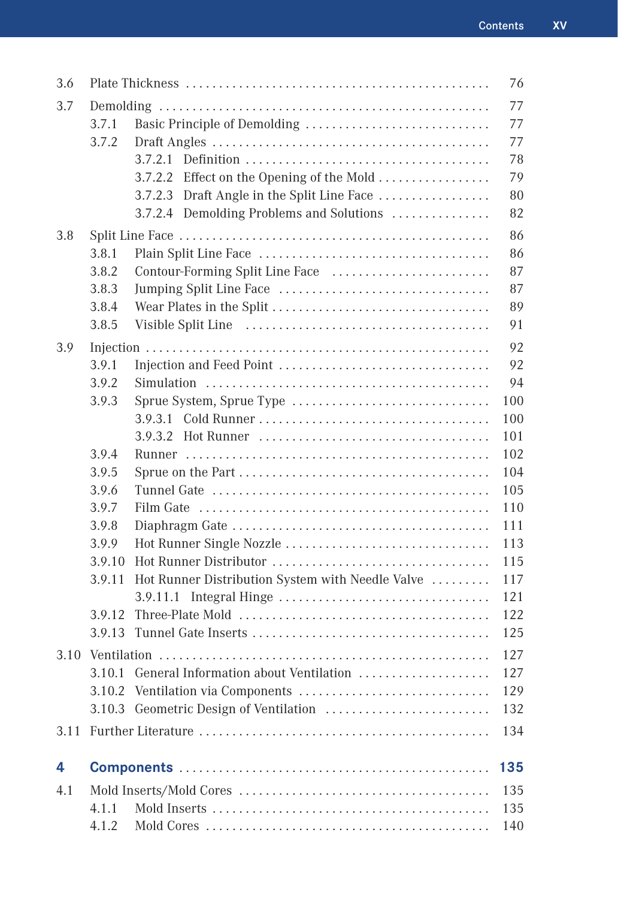3.6 Plate Thickness . . . . . . . . . . . . . . . . . . . . . . . . . . . . . . . . . . . . . . . . . . . . . 76

3.7 Demolding . . . . . . . . . . . . . . . . . . . . . . . . . . . . . . . . . . . . . . . . . . . . . . . . 77
- 3.7.1 Basic Principle of Demolding . . . . . . . . . . . . . . . . . . . . . . . . . . . . 77
- 3.7.2 Draft Angles . . . . . . . . . . . . . . . . . . . . . . . . . . . . . . . . . . . . . . . . . 77
  - 3.7.2.1 Definition . . . . . . . . . . . . . . . . . . . . . . . . . . . . . . . . . . . . 78
  - 3.7.2.2 Effect on the Opening of the Mold . . . . . . . . . . . . . . . . . 79
  - 3.7.2.3 Draft Angle in the Split Line Face . . . . . . . . . . . . . . . . . 80
  - 3.7.2.4 Demolding Problems and Solutions . . . . . . . . . . . . . . . 82

3.8 Split Line Face . . . . . . . . . . . . . . . . . . . . . . . . . . . . . . . . . . . . . . . . . . . . . . 86
- 3.8.1 Plain Split Line Face . . . . . . . . . . . . . . . . . . . . . . . . . . . . . . . . . . 86
- 3.8.2 Contour-Forming Split Line Face . . . . . . . . . . . . . . . . . . . . . . . . 87
- 3.8.3 Jumping Split Line Face . . . . . . . . . . . . . . . . . . . . . . . . . . . . . . . 87
- 3.8.4 Wear Plates in the Split . . . . . . . . . . . . . . . . . . . . . . . . . . . . . . . . 89
- 3.8.5 Visible Split Line . . . . . . . . . . . . . . . . . . . . . . . . . . . . . . . . . . . . 91

3.9 Injection . . . . . . . . . . . . . . . . . . . . . . . . . . . . . . . . . . . . . . . . . . . . . . . . . . 92
- 3.9.1 Injection and Feed Point . . . . . . . . . . . . . . . . . . . . . . . . . . . . . . . 92
- 3.9.2 Simulation . . . . . . . . . . . . . . . . . . . . . . . . . . . . . . . . . . . . . . . . . . 94
- 3.9.3 Sprue System, Sprue Type . . . . . . . . . . . . . . . . . . . . . . . . . . . . . 100
  - 3.9.3.1 Cold Runner . . . . . . . . . . . . . . . . . . . . . . . . . . . . . . . . . . 100
  - 3.9.3.2 Hot Runner . . . . . . . . . . . . . . . . . . . . . . . . . . . . . . . . . . 101
- 3.9.4 Runner . . . . . . . . . . . . . . . . . . . . . . . . . . . . . . . . . . . . . . . . . . . . 102
- 3.9.5 Sprue on the Part . . . . . . . . . . . . . . . . . . . . . . . . . . . . . . . . . . . . 104
- 3.9.6 Tunnel Gate . . . . . . . . . . . . . . . . . . . . . . . . . . . . . . . . . . . . . . . . 105
- 3.9.7 Film Gate . . . . . . . . . . . . . . . . . . . . . . . . . . . . . . . . . . . . . . . . . . 110
- 3.9.8 Diaphragm Gate . . . . . . . . . . . . . . . . . . . . . . . . . . . . . . . . . . . . . 111
- 3.9.9 Hot Runner Single Nozzle . . . . . . . . . . . . . . . . . . . . . . . . . . . . . . 113
- 3.9.10 Hot Runner Distributor . . . . . . . . . . . . . . . . . . . . . . . . . . . . . . . 115
- 3.9.11 Hot Runner Distribution System with Needle Valve . . . . . . . . . 117
  - 3.9.11.1 Integral Hinge . . . . . . . . . . . . . . . . . . . . . . . . . . . . . . . 121
- 3.9.12 Three-Plate Mold . . . . . . . . . . . . . . . . . . . . . . . . . . . . . . . . . . . . 122
- 3.9.13 Tunnel Gate Inserts . . . . . . . . . . . . . . . . . . . . . . . . . . . . . . . . . . 125

3.10 Ventilation . . . . . . . . . . . . . . . . . . . . . . . . . . . . . . . . . . . . . . . . . . . . . . . . 127
- 3.10.1 General Information about Ventilation . . . . . . . . . . . . . . . . . . . 127
- 3.10.2 Ventilation via Components . . . . . . . . . . . . . . . . . . . . . . . . . . . 129
- 3.10.3 Geometric Design of Ventilation . . . . . . . . . . . . . . . . . . . . . . . . 132

3.11 Further Literature . . . . . . . . . . . . . . . . . . . . . . . . . . . . . . . . . . . . . . . . . . 134

**4 Components . . . . . . . . . . . . . . . . . . . . . . . . . . . . . . . . . . . . . . . . . . . . . 135**

4.1 Mold Inserts/Mold Cores . . . . . . . . . . . . . . . . . . . . . . . . . . . . . . . . . . . . . 135
- 4.1.1 Mold Inserts . . . . . . . . . . . . . . . . . . . . . . . . . . . . . . . . . . . . . . . . . 135
- 4.1.2 Mold Cores . . . . . . . . . . . . . . . . . . . . . . . . . . . . . . . . . . . . . . . . . . 140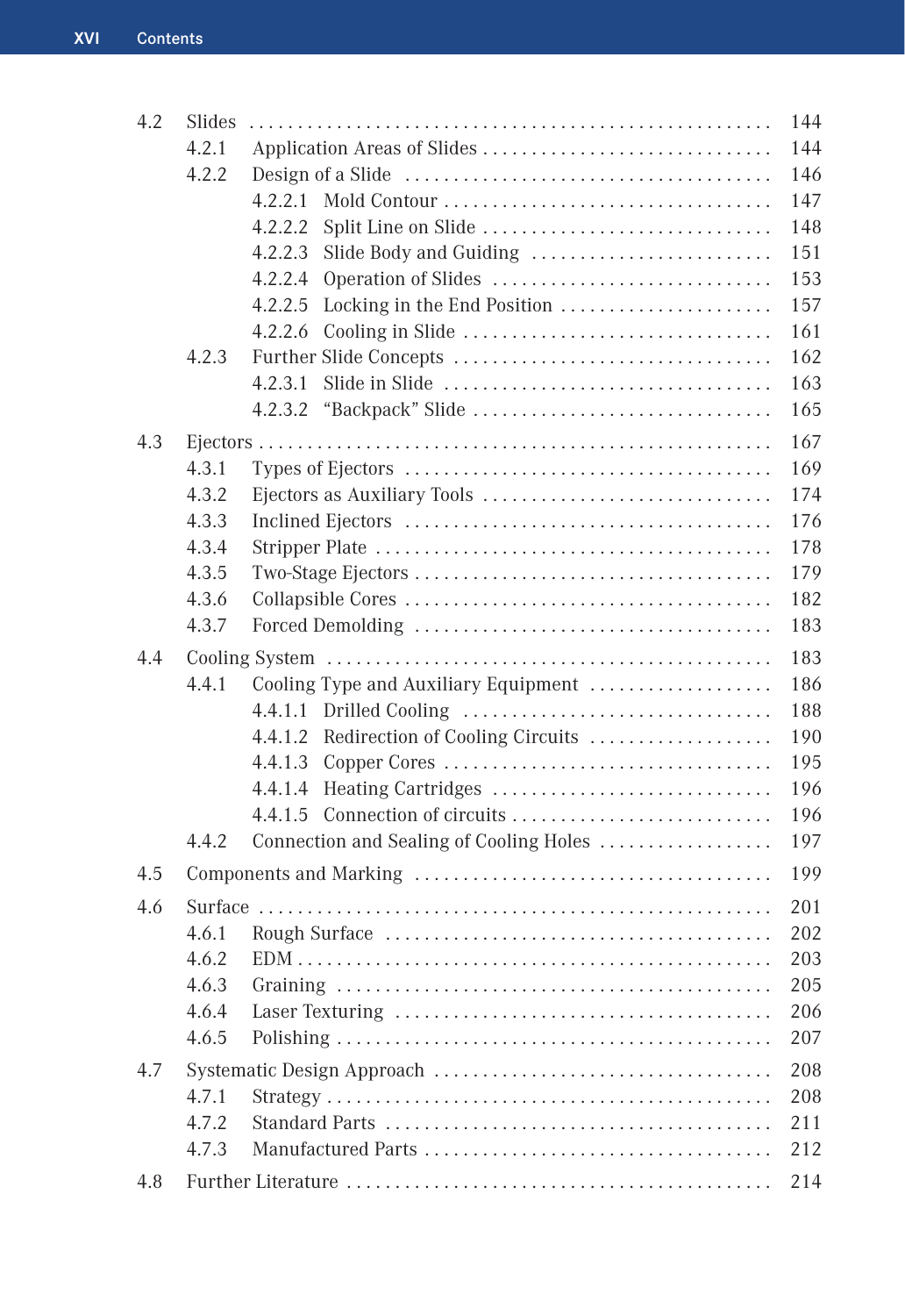4.2 Slides . . . . . . . . . . . . . . . . . . . . . . . . . . . . . . . . . . . . . . . . . . . . . . . . . . . . . 144
  4.2.1 Application Areas of Slides . . . . . . . . . . . . . . . . . . . . . . . . . . . . . . 144
  4.2.2 Design of a Slide . . . . . . . . . . . . . . . . . . . . . . . . . . . . . . . . . . . . . . 146
    4.2.2.1 Mold Contour . . . . . . . . . . . . . . . . . . . . . . . . . . . . . . . . . . 147
    4.2.2.2 Split Line on Slide . . . . . . . . . . . . . . . . . . . . . . . . . . . . . . 148
    4.2.2.3 Slide Body and Guiding . . . . . . . . . . . . . . . . . . . . . . . . . 151
    4.2.2.4 Operation of Slides . . . . . . . . . . . . . . . . . . . . . . . . . . . . . 153
    4.2.2.5 Locking in the End Position . . . . . . . . . . . . . . . . . . . . . . 157
    4.2.2.6 Cooling in Slide . . . . . . . . . . . . . . . . . . . . . . . . . . . . . . . . 161
  4.2.3 Further Slide Concepts . . . . . . . . . . . . . . . . . . . . . . . . . . . . . . . . . 162
    4.2.3.1 Slide in Slide . . . . . . . . . . . . . . . . . . . . . . . . . . . . . . . . . . 163
    4.2.3.2 “Backpack” Slide . . . . . . . . . . . . . . . . . . . . . . . . . . . . . . . 165

4.3 Ejectors . . . . . . . . . . . . . . . . . . . . . . . . . . . . . . . . . . . . . . . . . . . . . . . . . . . . . 167
  4.3.1 Types of Ejectors . . . . . . . . . . . . . . . . . . . . . . . . . . . . . . . . . . . . . . 169
  4.3.2 Ejectors as Auxiliary Tools . . . . . . . . . . . . . . . . . . . . . . . . . . . . . . 174
  4.3.3 Inclined Ejectors . . . . . . . . . . . . . . . . . . . . . . . . . . . . . . . . . . . . . . 176
  4.3.4 Stripper Plate . . . . . . . . . . . . . . . . . . . . . . . . . . . . . . . . . . . . . . . . . 178
  4.3.5 Two-Stage Ejectors . . . . . . . . . . . . . . . . . . . . . . . . . . . . . . . . . . . . . 179
  4.3.6 Collapsible Cores . . . . . . . . . . . . . . . . . . . . . . . . . . . . . . . . . . . . . . 182
  4.3.7 Forced Demolding . . . . . . . . . . . . . . . . . . . . . . . . . . . . . . . . . . . . . 183

4.4 Cooling System . . . . . . . . . . . . . . . . . . . . . . . . . . . . . . . . . . . . . . . . . . . . . . 183
  4.4.1 Cooling Type and Auxiliary Equipment . . . . . . . . . . . . . . . . . . . 186
    4.4.1.1 Drilled Cooling . . . . . . . . . . . . . . . . . . . . . . . . . . . . . . . . 188
    4.4.1.2 Redirection of Cooling Circuits . . . . . . . . . . . . . . . . . . . 190
    4.4.1.3 Copper Cores . . . . . . . . . . . . . . . . . . . . . . . . . . . . . . . . . . 195
    4.4.1.4 Heating Cartridges . . . . . . . . . . . . . . . . . . . . . . . . . . . . . 196
    4.4.1.5 Connection of circuits . . . . . . . . . . . . . . . . . . . . . . . . . . . 196
  4.4.2 Connection and Sealing of Cooling Holes . . . . . . . . . . . . . . . . . . 197

4.5 Components and Marking . . . . . . . . . . . . . . . . . . . . . . . . . . . . . . . . . . . . . 199

4.6 Surface . . . . . . . . . . . . . . . . . . . . . . . . . . . . . . . . . . . . . . . . . . . . . . . . . . . . . 201
  4.6.1 Rough Surface . . . . . . . . . . . . . . . . . . . . . . . . . . . . . . . . . . . . . . . . 202
  4.6.2 EDM . . . . . . . . . . . . . . . . . . . . . . . . . . . . . . . . . . . . . . . . . . . . . . . . . 203
  4.6.3 Graining . . . . . . . . . . . . . . . . . . . . . . . . . . . . . . . . . . . . . . . . . . . . . 205
  4.6.4 Laser Texturing . . . . . . . . . . . . . . . . . . . . . . . . . . . . . . . . . . . . . . . 206
  4.6.5 Polishing . . . . . . . . . . . . . . . . . . . . . . . . . . . . . . . . . . . . . . . . . . . . 207

4.7 Systematic Design Approach . . . . . . . . . . . . . . . . . . . . . . . . . . . . . . . . . . 208
  4.7.1 Strategy . . . . . . . . . . . . . . . . . . . . . . . . . . . . . . . . . . . . . . . . . . . . . . 208
  4.7.2 Standard Parts . . . . . . . . . . . . . . . . . . . . . . . . . . . . . . . . . . . . . . . . 211
  4.7.3 Manufactured Parts . . . . . . . . . . . . . . . . . . . . . . . . . . . . . . . . . . . . 212

4.8 Further Literature . . . . . . . . . . . . . . . . . . . . . . . . . . . . . . . . . . . . . . . . . . . . 214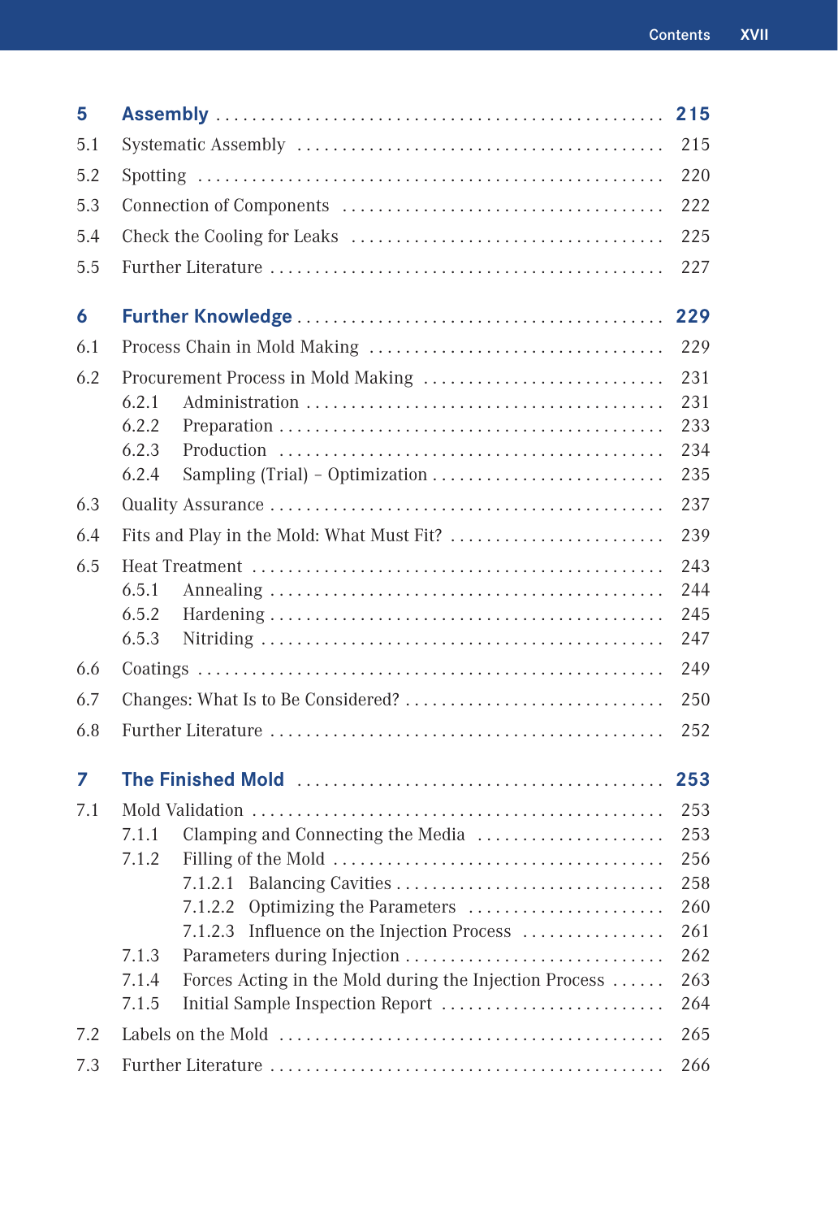**5 Assembly** . . . . . . . . . . **215**

5.1 Systematic Assembly . . . . . . . . . . 215

5.2 Spotting . . . . . . . . . . 220

5.3 Connection of Components . . . . . . . . . . 222

5.4 Check the Cooling for Leaks . . . . . . . . . . 225

5.5 Further Literature . . . . . . . . . . 227

**6 Further Knowledge** . . . . . . . . . . **229**

6.1 Process Chain in Mold Making . . . . . . . . . . 229

6.2 Procurement Process in Mold Making . . . . . . . . . . 231

- 6.2.1 Administration . . . . . . . . . . 231
- 6.2.2 Preparation . . . . . . . . . . 233
- 6.2.3 Production . . . . . . . . . . 234
- 6.2.4 Sampling (Trial) – Optimization . . . . . . . . . . 235

6.3 Quality Assurance . . . . . . . . . . 237

6.4 Fits and Play in the Mold: What Must Fit? . . . . . . . . . . 239

6.5 Heat Treatment . . . . . . . . . . 243

- 6.5.1 Annealing . . . . . . . . . . 244
- 6.5.2 Hardening . . . . . . . . . . 245
- 6.5.3 Nitriding . . . . . . . . . . 247

6.6 Coatings . . . . . . . . . . 249

6.7 Changes: What Is to Be Considered? . . . . . . . . . . 250

6.8 Further Literature . . . . . . . . . . 252

**7 The Finished Mold** . . . . . . . . . . **253**

7.1 Mold Validation . . . . . . . . . . 253

- 7.1.1 Clamping and Connecting the Media . . . . . . . . . . 253
- 7.1.2 Filling of the Mold . . . . . . . . . . 256
  - 7.1.2.1 Balancing Cavities . . . . . . . . . . 258
  - 7.1.2.2 Optimizing the Parameters . . . . . . . . . . 260
  - 7.1.2.3 Influence on the Injection Process . . . . . . . . . . 261
- 7.1.3 Parameters during Injection . . . . . . . . . . 262
- 7.1.4 Forces Acting in the Mold during the Injection Process . . . . . . . . . . 263
- 7.1.5 Initial Sample Inspection Report . . . . . . . . . . 264

7.2 Labels on the Mold . . . . . . . . . . 265

7.3 Further Literature . . . . . . . . . . 266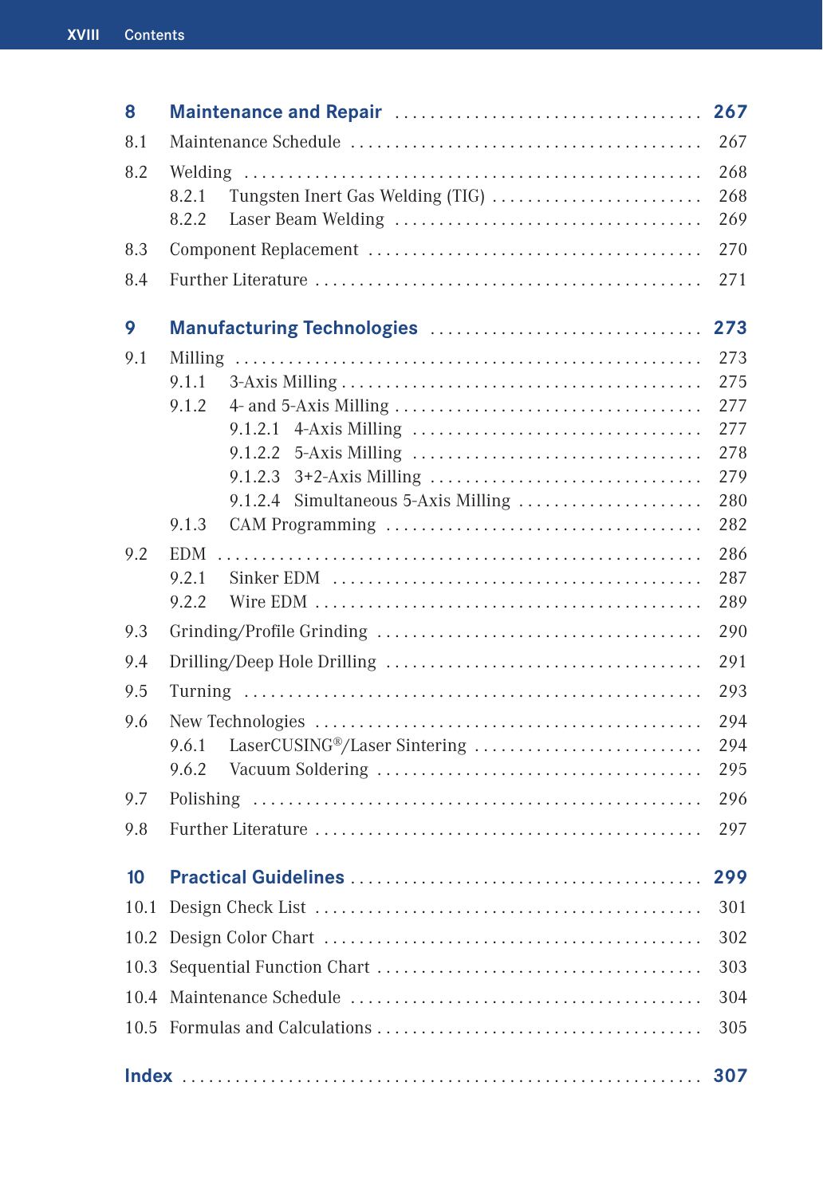**8 Maintenance and Repair** ................................... **267**

8.1 Maintenance Schedule ................................... 267

8.2 Welding ................................... 268

- 8.2.1 Tungsten Inert Gas Welding (TIG) ................................... 268
- 8.2.2 Laser Beam Welding ................................... 269

8.3 Component Replacement ................................... 270

8.4 Further Literature ................................... 271

**9 Manufacturing Technologies** ................................... **273**

9.1 Milling ................................... 273

- 9.1.1 3-Axis Milling ................................... 275
- 9.1.2 4- and 5-Axis Milling ................................... 277
  - 9.1.2.1 4-Axis Milling ................................... 277
  - 9.1.2.2 5-Axis Milling ................................... 278
  - 9.1.2.3 3+2-Axis Milling ................................... 279
  - 9.1.2.4 Simultaneous 5-Axis Milling ................................... 280
- 9.1.3 CAM Programming ................................... 282

9.2 EDM ................................... 286

- 9.2.1 Sinker EDM ................................... 287
- 9.2.2 Wire EDM ................................... 289

9.3 Grinding/Profile Grinding ................................... 290

9.4 Drilling/Deep Hole Drilling ................................... 291

9.5 Turning ................................... 293

9.6 New Technologies ................................... 294

- 9.6.1 LaserCUSING®/Laser Sintering ................................... 294
- 9.6.2 Vacuum Soldering ................................... 295

9.7 Polishing ................................... 296

9.8 Further Literature ................................... 297

**10 Practical Guidelines** ................................... **299**

10.1 Design Check List ................................... 301

10.2 Design Color Chart ................................... 302

10.3 Sequential Function Chart ................................... 303

10.4 Maintenance Schedule ................................... 304

10.5 Formulas and Calculations ................................... 305

**Index** ................................... **307**